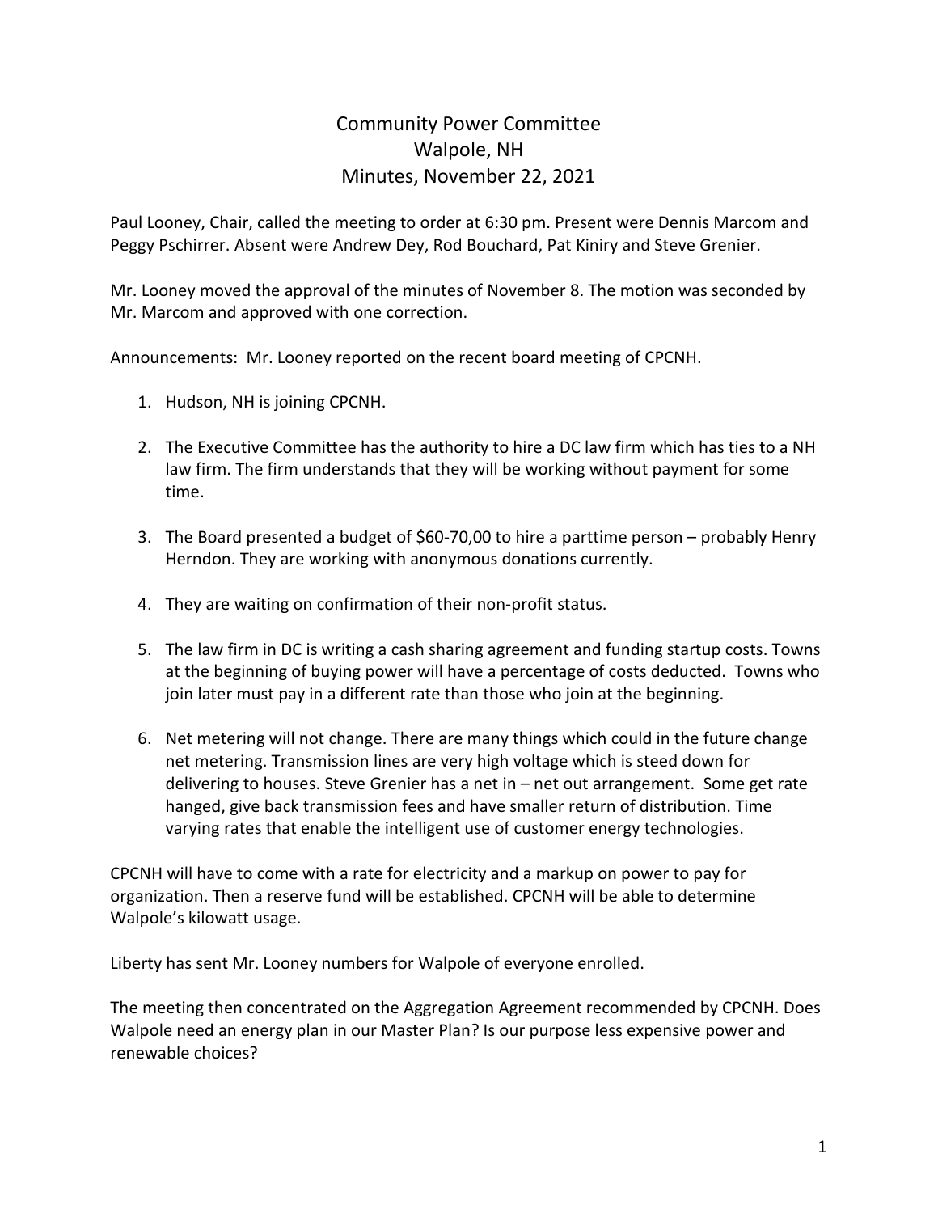# Community Power Committee
## Walpole, NH
## Minutes, November 22, 2021

Paul Looney, Chair, called the meeting to order at 6:30 pm. Present were Dennis Marcom and Peggy Pschirrer. Absent were Andrew Dey, Rod Bouchard, Pat Kiniry and Steve Grenier.

Mr. Looney moved the approval of the minutes of November 8. The motion was seconded by Mr. Marcom and approved with one correction.

Announcements: Mr. Looney reported on the recent board meeting of CPCNH.

1. Hudson, NH is joining CPCNH.

2. The Executive Committee has the authority to hire a DC law firm which has ties to a NH law firm. The firm understands that they will be working without payment for some time.

3. The Board presented a budget of $60-70,00 to hire a parttime person – probably Henry Herndon. They are working with anonymous donations currently.

4. They are waiting on confirmation of their non-profit status.

5. The law firm in DC is writing a cash sharing agreement and funding startup costs. Towns at the beginning of buying power will have a percentage of costs deducted. Towns who join later must pay in a different rate than those who join at the beginning.

6. Net metering will not change. There are many things which could in the future change net metering. Transmission lines are very high voltage which is steed down for delivering to houses. Steve Grenier has a net in – net out arrangement. Some get rate hanged, give back transmission fees and have smaller return of distribution. Time varying rates that enable the intelligent use of customer energy technologies.

CPCNH will have to come with a rate for electricity and a markup on power to pay for organization. Then a reserve fund will be established. CPCNH will be able to determine Walpole's kilowatt usage.

Liberty has sent Mr. Looney numbers for Walpole of everyone enrolled.

The meeting then concentrated on the Aggregation Agreement recommended by CPCNH. Does Walpole need an energy plan in our Master Plan? Is our purpose less expensive power and renewable choices?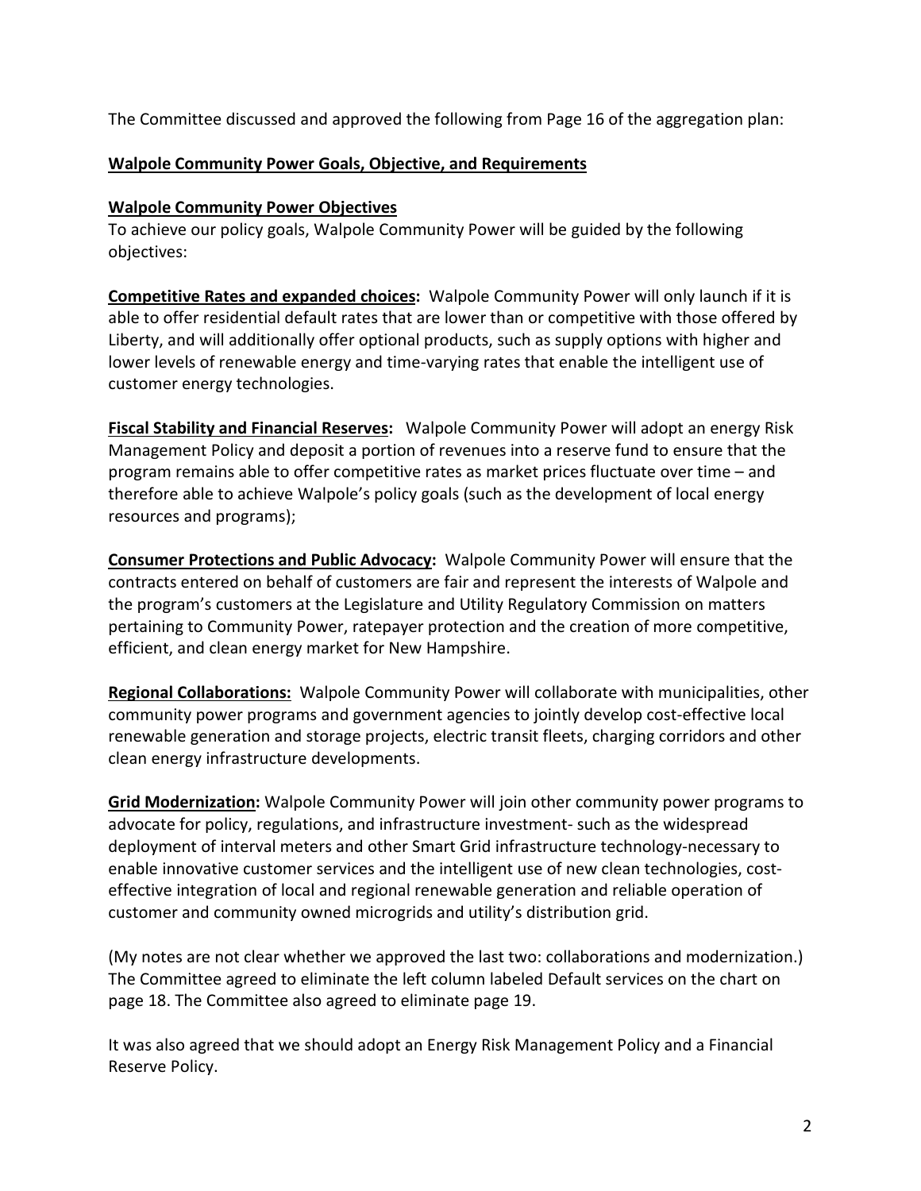The Committee discussed and approved the following from Page 16 of the aggregation plan:

**Walpole Community Power Goals, Objective, and Requirements**

**Walpole Community Power Objectives**

To achieve our policy goals, Walpole Community Power will be guided by the following objectives:

**Competitive Rates and expanded choices:** Walpole Community Power will only launch if it is able to offer residential default rates that are lower than or competitive with those offered by Liberty, and will additionally offer optional products, such as supply options with higher and lower levels of renewable energy and time-varying rates that enable the intelligent use of customer energy technologies.

**Fiscal Stability and Financial Reserves:** Walpole Community Power will adopt an energy Risk Management Policy and deposit a portion of revenues into a reserve fund to ensure that the program remains able to offer competitive rates as market prices fluctuate over time – and therefore able to achieve Walpole's policy goals (such as the development of local energy resources and programs);

**Consumer Protections and Public Advocacy:** Walpole Community Power will ensure that the contracts entered on behalf of customers are fair and represent the interests of Walpole and the program's customers at the Legislature and Utility Regulatory Commission on matters pertaining to Community Power, ratepayer protection and the creation of more competitive, efficient, and clean energy market for New Hampshire.

**Regional Collaborations:** Walpole Community Power will collaborate with municipalities, other community power programs and government agencies to jointly develop cost-effective local renewable generation and storage projects, electric transit fleets, charging corridors and other clean energy infrastructure developments.

**Grid Modernization:** Walpole Community Power will join other community power programs to advocate for policy, regulations, and infrastructure investment- such as the widespread deployment of interval meters and other Smart Grid infrastructure technology-necessary to enable innovative customer services and the intelligent use of new clean technologies, cost-effective integration of local and regional renewable generation and reliable operation of customer and community owned microgrids and utility's distribution grid.

(My notes are not clear whether we approved the last two: collaborations and modernization.) The Committee agreed to eliminate the left column labeled Default services on the chart on page 18. The Committee also agreed to eliminate page 19.

It was also agreed that we should adopt an Energy Risk Management Policy and a Financial Reserve Policy.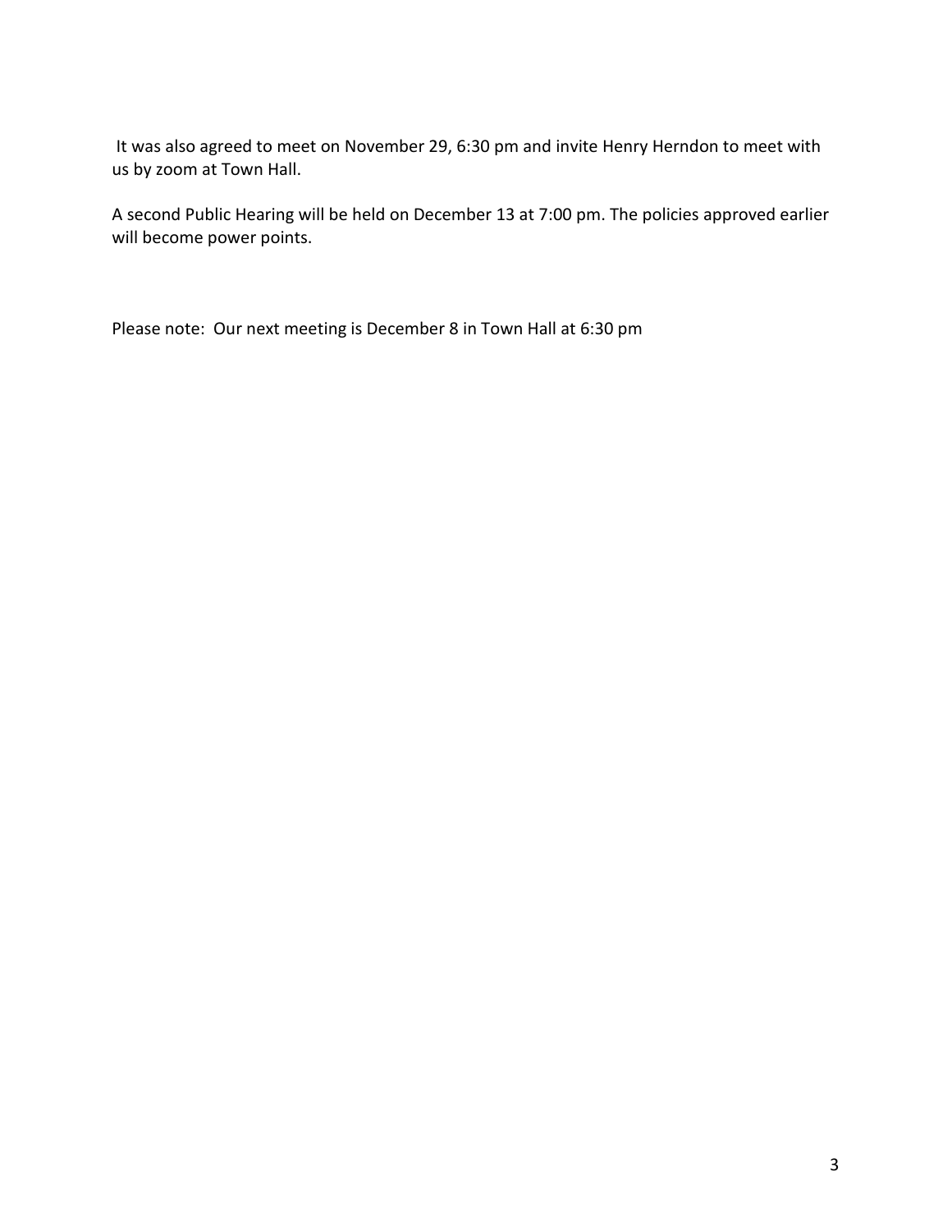It was also agreed to meet on November 29, 6:30 pm and invite Henry Herndon to meet with us by zoom at Town Hall.

A second Public Hearing will be held on December 13 at 7:00 pm. The policies approved earlier will become power points.

Please note: Our next meeting is December 8 in Town Hall at 6:30 pm